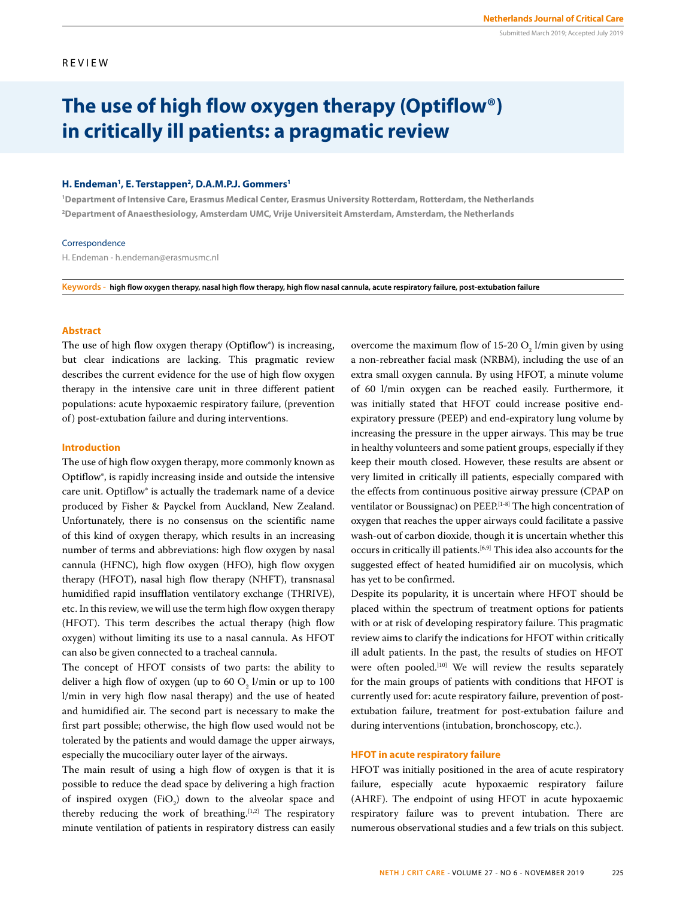REVIEW

# The use of high flow oxygen therapy (Optiflow®) in critically ill patients: a pragmatic review

**H. Endeman[1], E. Terstappen[2], D.A.M.P.J. Gommers[1]**

[1]Department of Intensive Care, Erasmus Medical Center, Erasmus University Rotterdam, Rotterdam, the Netherlands
[2]Department of Anaesthesiology, Amsterdam UMC, Vrije Universiteit Amsterdam, Amsterdam, the Netherlands

Correspondence

H. Endeman - h.endeman@erasmusmc.nl

**Keywords -** **high flow oxygen therapy, nasal high flow therapy, high flow nasal cannula, acute respiratory failure, post-extubation failure**

## Abstract

The use of high flow oxygen therapy (Optiflow®) is increasing, but clear indications are lacking. This pragmatic review describes the current evidence for the use of high flow oxygen therapy in the intensive care unit in three different patient populations: acute hypoxaemic respiratory failure, (prevention of) post-extubation failure and during interventions.

## Introduction

The use of high flow oxygen therapy, more commonly known as Optiflow®, is rapidly increasing inside and outside the intensive care unit. Optiflow® is actually the trademark name of a device produced by Fisher & Paykel from Auckland, New Zealand. Unfortunately, there is no consensus on the scientific name of this kind of oxygen therapy, which results in an increasing number of terms and abbreviations: high flow oxygen by nasal cannula (HFNC), high flow oxygen (HFO), high flow oxygen therapy (HFOT), nasal high flow therapy (NHFT), transnasal humidified rapid insufflation ventilatory exchange (THRIVE), etc. In this review, we will use the term high flow oxygen therapy (HFOT). This term describes the actual therapy (high flow oxygen) without limiting its use to a nasal cannula. As HFOT can also be given connected to a tracheal cannula.

The concept of HFOT consists of two parts: the ability to deliver a high flow of oxygen (up to 60 $O_2$ l/min or up to 100 l/min in very high flow nasal therapy) and the use of heated and humidified air. The second part is necessary to make the first part possible; otherwise, the high flow used would not be tolerated by the patients and would damage the upper airways, especially the mucociliary outer layer of the airways.

The main result of using a high flow of oxygen is that it is possible to reduce the dead space by delivering a high fraction of inspired oxygen ($FiO_2$) down to the alveolar space and thereby reducing the work of breathing.[1,2] The respiratory minute ventilation of patients in respiratory distress can easily overcome the maximum flow of 15-20 $O_2$ l/min given by using a non-rebreather facial mask (NRBM), including the use of an extra small oxygen cannula. By using HFOT, a minute volume of 60 l/min oxygen can be reached easily. Furthermore, it was initially stated that HFOT could increase positive end-expiratory pressure (PEEP) and end-expiratory lung volume by increasing the pressure in the upper airways. This may be true in healthy volunteers and some patient groups, especially if they keep their mouth closed. However, these results are absent or very limited in critically ill patients, especially compared with the effects from continuous positive airway pressure (CPAP on ventilator or Boussignac) on PEEP.[1-8] The high concentration of oxygen that reaches the upper airways could facilitate a passive wash-out of carbon dioxide, though it is uncertain whether this occurs in critically ill patients.[6,9] This idea also accounts for the suggested effect of heated humidified air on mucolysis, which has yet to be confirmed.

Despite its popularity, it is uncertain where HFOT should be placed within the spectrum of treatment options for patients with or at risk of developing respiratory failure. This pragmatic review aims to clarify the indications for HFOT within critically ill adult patients. In the past, the results of studies on HFOT were often pooled.[10] We will review the results separately for the main groups of patients with conditions that HFOT is currently used for: acute respiratory failure, prevention of post-extubation failure, treatment for post-extubation failure and during interventions (intubation, bronchoscopy, etc.).

## HFOT in acute respiratory failure

HFOT was initially positioned in the area of acute respiratory failure, especially acute hypoxaemic respiratory failure (AHRF). The endpoint of using HFOT in acute hypoxaemic respiratory failure was to prevent intubation. There are numerous observational studies and a few trials on this subject.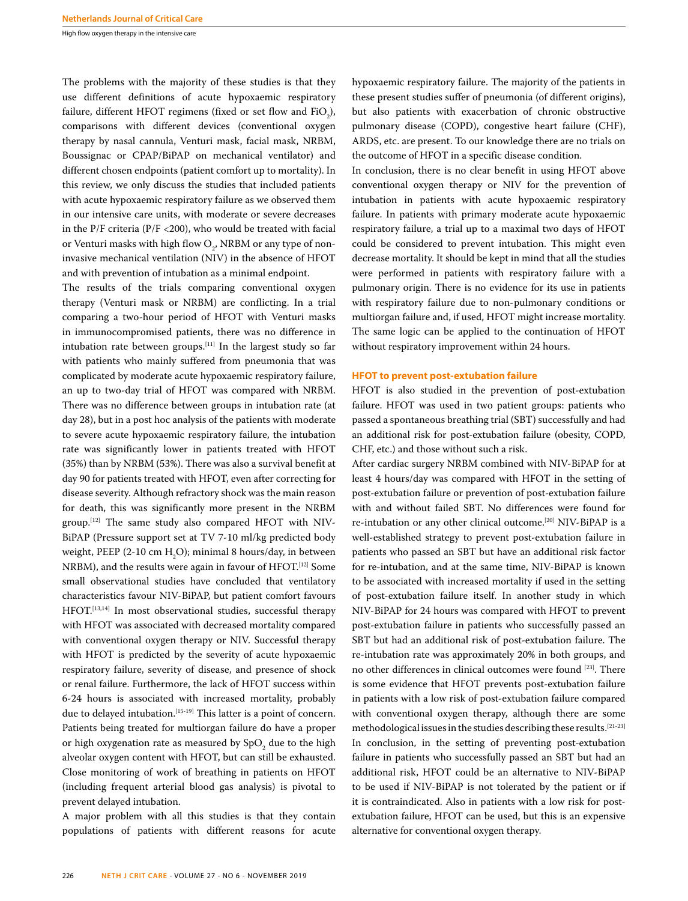The problems with the majority of these studies is that they use different definitions of acute hypoxaemic respiratory failure, different HFOT regimens (fixed or set flow and $FiO_2$), comparisons with different devices (conventional oxygen therapy by nasal cannula, Venturi mask, facial mask, NRBM, Boussignac or CPAP/BiPAP on mechanical ventilator) and different chosen endpoints (patient comfort up to mortality). In this review, we only discuss the studies that included patients with acute hypoxaemic respiratory failure as we observed them in our intensive care units, with moderate or severe decreases in the P/F criteria (P/F <200), who would be treated with facial or Venturi masks with high flow $O_2$, NRBM or any type of non-invasive mechanical ventilation (NIV) in the absence of HFOT and with prevention of intubation as a minimal endpoint.

The results of the trials comparing conventional oxygen therapy (Venturi mask or NRBM) are conflicting. In a trial comparing a two-hour period of HFOT with Venturi masks in immunocompromised patients, there was no difference in intubation rate between groups.[11] In the largest study so far with patients who mainly suffered from pneumonia that was complicated by moderate acute hypoxaemic respiratory failure, an up to two-day trial of HFOT was compared with NRBM. There was no difference between groups in intubation rate (at day 28), but in a post hoc analysis of the patients with moderate to severe acute hypoxaemic respiratory failure, the intubation rate was significantly lower in patients treated with HFOT (35%) than by NRBM (53%). There was also a survival benefit at day 90 for patients treated with HFOT, even after correcting for disease severity. Although refractory shock was the main reason for death, this was significantly more present in the NRBM group.[12] The same study also compared HFOT with NIV-BiPAP (Pressure support set at TV 7-10 ml/kg predicted body weight, PEEP (2-10 cm $H_2O$); minimal 8 hours/day, in between NRBM), and the results were again in favour of HFOT.[12] Some small observational studies have concluded that ventilatory characteristics favour NIV-BiPAP, but patient comfort favours HFOT.[13,14] In most observational studies, successful therapy with HFOT was associated with decreased mortality compared with conventional oxygen therapy or NIV. Successful therapy with HFOT is predicted by the severity of acute hypoxaemic respiratory failure, severity of disease, and presence of shock or renal failure. Furthermore, the lack of HFOT success within 6-24 hours is associated with increased mortality, probably due to delayed intubation.[15-19] This latter is a point of concern. Patients being treated for multiorgan failure do have a proper or high oxygenation rate as measured by $SpO_2$ due to the high alveolar oxygen content with HFOT, but can still be exhausted. Close monitoring of work of breathing in patients on HFOT (including frequent arterial blood gas analysis) is pivotal to prevent delayed intubation.

A major problem with all this studies is that they contain populations of patients with different reasons for acute hypoxaemic respiratory failure. The majority of the patients in these present studies suffer of pneumonia (of different origins), but also patients with exacerbation of chronic obstructive pulmonary disease (COPD), congestive heart failure (CHF), ARDS, etc. are present. To our knowledge there are no trials on the outcome of HFOT in a specific disease condition.

In conclusion, there is no clear benefit in using HFOT above conventional oxygen therapy or NIV for the prevention of intubation in patients with acute hypoxaemic respiratory failure. In patients with primary moderate acute hypoxaemic respiratory failure, a trial up to a maximal two days of HFOT could be considered to prevent intubation. This might even decrease mortality. It should be kept in mind that all the studies were performed in patients with respiratory failure with a pulmonary origin. There is no evidence for its use in patients with respiratory failure due to non-pulmonary conditions or multiorgan failure and, if used, HFOT might increase mortality. The same logic can be applied to the continuation of HFOT without respiratory improvement within 24 hours.

### HFOT to prevent post-extubation failure

HFOT is also studied in the prevention of post-extubation failure. HFOT was used in two patient groups: patients who passed a spontaneous breathing trial (SBT) successfully and had an additional risk for post-extubation failure (obesity, COPD, CHF, etc.) and those without such a risk.

After cardiac surgery NRBM combined with NIV-BiPAP for at least 4 hours/day was compared with HFOT in the setting of post-extubation failure or prevention of post-extubation failure with and without failed SBT. No differences were found for re-intubation or any other clinical outcome.[20] NIV-BiPAP is a well-established strategy to prevent post-extubation failure in patients who passed an SBT but have an additional risk factor for re-intubation, and at the same time, NIV-BiPAP is known to be associated with increased mortality if used in the setting of post-extubation failure itself. In another study in which NIV-BiPAP for 24 hours was compared with HFOT to prevent post-extubation failure in patients who successfully passed an SBT but had an additional risk of post-extubation failure. The re-intubation rate was approximately 20% in both groups, and no other differences in clinical outcomes were found [23]. There is some evidence that HFOT prevents post-extubation failure in patients with a low risk of post-extubation failure compared with conventional oxygen therapy, although there are some methodological issues in the studies describing these results.[21-23]

In conclusion, in the setting of preventing post-extubation failure in patients who successfully passed an SBT but had an additional risk, HFOT could be an alternative to NIV-BiPAP to be used if NIV-BiPAP is not tolerated by the patient or if it is contraindicated. Also in patients with a low risk for post-extubation failure, HFOT can be used, but this is an expensive alternative for conventional oxygen therapy.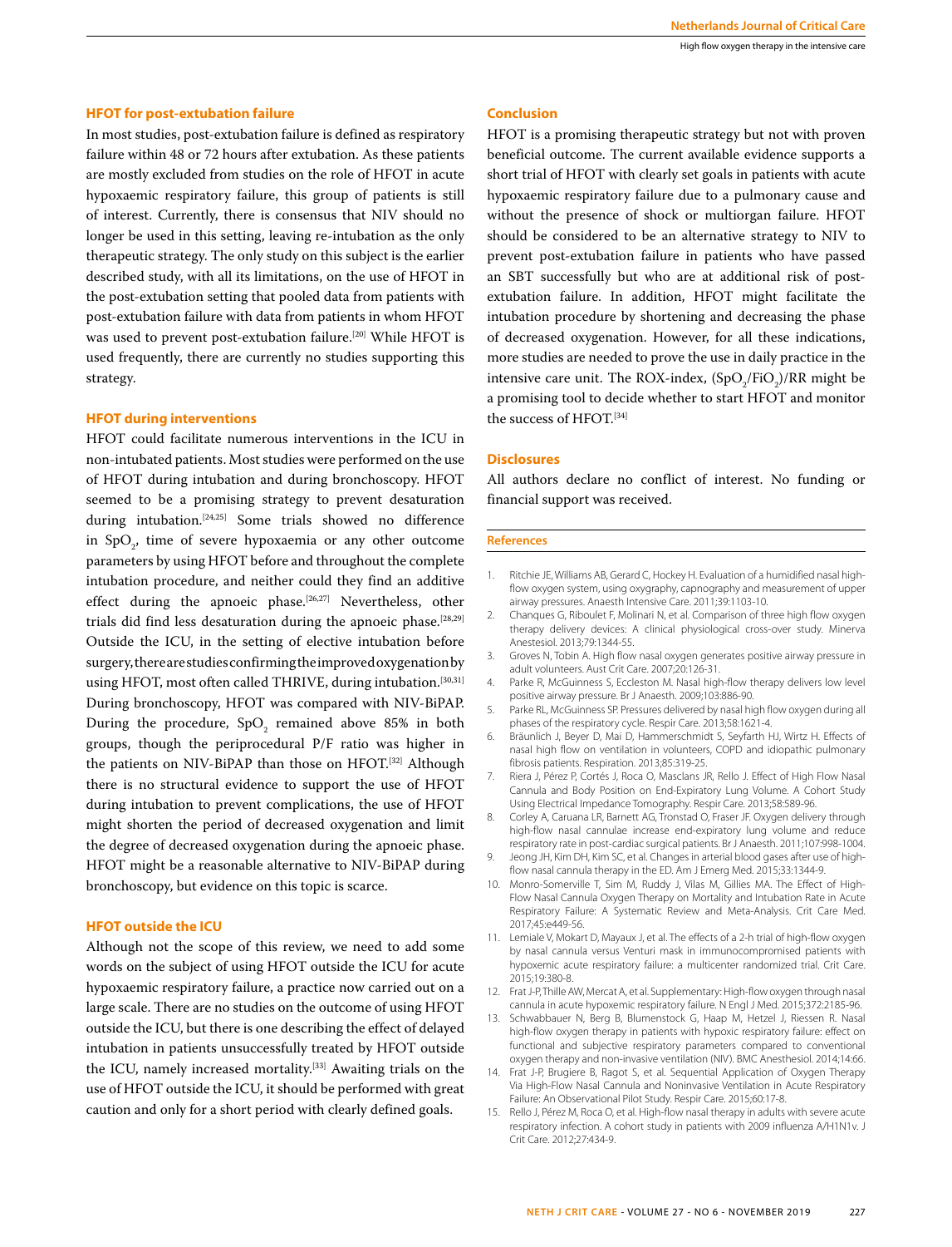### HFOT for post-extubation failure

In most studies, post-extubation failure is defined as respiratory failure within 48 or 72 hours after extubation. As these patients are mostly excluded from studies on the role of HFOT in acute hypoxaemic respiratory failure, this group of patients is still of interest. Currently, there is consensus that NIV should no longer be used in this setting, leaving re-intubation as the only therapeutic strategy. The only study on this subject is the earlier described study, with all its limitations, on the use of HFOT in the post-extubation setting that pooled data from patients with post-extubation failure with data from patients in whom HFOT was used to prevent post-extubation failure.[20] While HFOT is used frequently, there are currently no studies supporting this strategy.

### HFOT during interventions

HFOT could facilitate numerous interventions in the ICU in non-intubated patients. Most studies were performed on the use of HFOT during intubation and during bronchoscopy. HFOT seemed to be a promising strategy to prevent desaturation during intubation.[24,25] Some trials showed no difference in $SpO_2$, time of severe hypoxaemia or any other outcome parameters by using HFOT before and throughout the complete intubation procedure, and neither could they find an additive effect during the apnoeic phase.[26,27] Nevertheless, other trials did find less desaturation during the apnoeic phase.[28,29] Outside the ICU, in the setting of elective intubation before surgery, there are studies confirming the improved oxygenation by using HFOT, most often called THRIVE, during intubation.[30,31] During bronchoscopy, HFOT was compared with NIV-BiPAP. During the procedure, $SpO_2$ remained above 85% in both groups, though the periprocedural P/F ratio was higher in the patients on NIV-BiPAP than those on HFOT.[32] Although there is no structural evidence to support the use of HFOT during intubation to prevent complications, the use of HFOT might shorten the period of decreased oxygenation and limit the degree of decreased oxygenation during the apnoeic phase. HFOT might be a reasonable alternative to NIV-BiPAP during bronchoscopy, but evidence on this topic is scarce.

### HFOT outside the ICU

Although not the scope of this review, we need to add some words on the subject of using HFOT outside the ICU for acute hypoxaemic respiratory failure, a practice now carried out on a large scale. There are no studies on the outcome of using HFOT outside the ICU, but there is one describing the effect of delayed intubation in patients unsuccessfully treated by HFOT outside the ICU, namely increased mortality.[33] Awaiting trials on the use of HFOT outside the ICU, it should be performed with great caution and only for a short period with clearly defined goals.

### Conclusion

HFOT is a promising therapeutic strategy but not with proven beneficial outcome. The current available evidence supports a short trial of HFOT with clearly set goals in patients with acute hypoxaemic respiratory failure due to a pulmonary cause and without the presence of shock or multiorgan failure. HFOT should be considered to be an alternative strategy to NIV to prevent post-extubation failure in patients who have passed an SBT successfully but who are at additional risk of post-extubation failure. In addition, HFOT might facilitate the intubation procedure by shortening and decreasing the phase of decreased oxygenation. However, for all these indications, more studies are needed to prove the use in daily practice in the intensive care unit. The ROX-index, $(SpO_2/FiO_2)/RR$ might be a promising tool to decide whether to start HFOT and monitor the success of HFOT.[34]

### Disclosures

All authors declare no conflict of interest. No funding or financial support was received.

### References

1. Ritchie JE, Williams AB, Gerard C, Hockey H. Evaluation of a humidified nasal high-flow oxygen system, using oxygraphy, capnography and measurement of upper airway pressures. Anaesth Intensive Care. 2011;39:1103-10.
2. Chanques G, Riboulet F, Molinari N, et al. Comparison of three high flow oxygen therapy devices: A clinical physiological cross-over study. Minerva Anestesiol. 2013;79:1344-55.
3. Groves N, Tobin A. High flow nasal oxygen generates positive airway pressure in adult volunteers. Aust Crit Care. 2007;20:126-31.
4. Parke R, McGuinness S, Eccleston M. Nasal high-flow therapy delivers low level positive airway pressure. Br J Anaesth. 2009;103:886-90.
5. Parke RL, McGuinness SP. Pressures delivered by nasal high flow oxygen during all phases of the respiratory cycle. Respir Care. 2013;58:1621-4.
6. Bräunlich J, Beyer D, Mai D, Hammerschmidt S, Seyfarth HJ, Wirtz H. Effects of nasal high flow on ventilation in volunteers, COPD and idiopathic pulmonary fibrosis patients. Respiration. 2013;85:319-25.
7. Riera J, Pérez P, Cortés J, Roca O, Masclans JR, Rello J. Effect of High Flow Nasal Cannula and Body Position on End-Expiratory Lung Volume. A Cohort Study Using Electrical Impedance Tomography. Respir Care. 2013;58:589-96.
8. Corley A, Caruana LR, Barnett AG, Tronstad O, Fraser JF. Oxygen delivery through high-flow nasal cannulae increase end-expiratory lung volume and reduce respiratory rate in post-cardiac surgical patients. Br J Anaesth. 2011;107:998-1004.
9. Jeong JH, Kim DH, Kim SC, et al. Changes in arterial blood gases after use of high-flow nasal cannula therapy in the ED. Am J Emerg Med. 2015;33:1344-9.
10. Monro-Somerville T, Sim M, Ruddy J, Vilas M, Gillies MA. The Effect of High-Flow Nasal Cannula Oxygen Therapy on Mortality and Intubation Rate in Acute Respiratory Failure: A Systematic Review and Meta-Analysis. Crit Care Med. 2017;45:e449-56.
11. Lemiale V, Mokart D, Mayaux J, et al. The effects of a 2-h trial of high-flow oxygen by nasal cannula versus Venturi mask in immunocompromised patients with hypoxemic acute respiratory failure: a multicenter randomized trial. Crit Care. 2015;19:380-8.
12. Frat J-P, Thille AW, Mercat A, et al. Supplementary: High-flow oxygen through nasal cannula in acute hypoxemic respiratory failure. N Engl J Med. 2015;372:2185-96.
13. Schwabbauer N, Berg B, Blumenstock G, Haap M, Hetzel J, Riessen R. Nasal high-flow oxygen therapy in patients with hypoxic respiratory failure: effect on functional and subjective respiratory parameters compared to conventional oxygen therapy and non-invasive ventilation (NIV). BMC Anesthesiol. 2014;14:66.
14. Frat J-P, Brugiere B, Ragot S, et al. Sequential Application of Oxygen Therapy Via High-Flow Nasal Cannula and Noninvasive Ventilation in Acute Respiratory Failure: An Observational Pilot Study. Respir Care. 2015;60:17-8.
15. Rello J, Pérez M, Roca O, et al. High-flow nasal therapy in adults with severe acute respiratory infection. A cohort study in patients with 2009 influenza A/H1N1v. J Crit Care. 2012;27:434-9.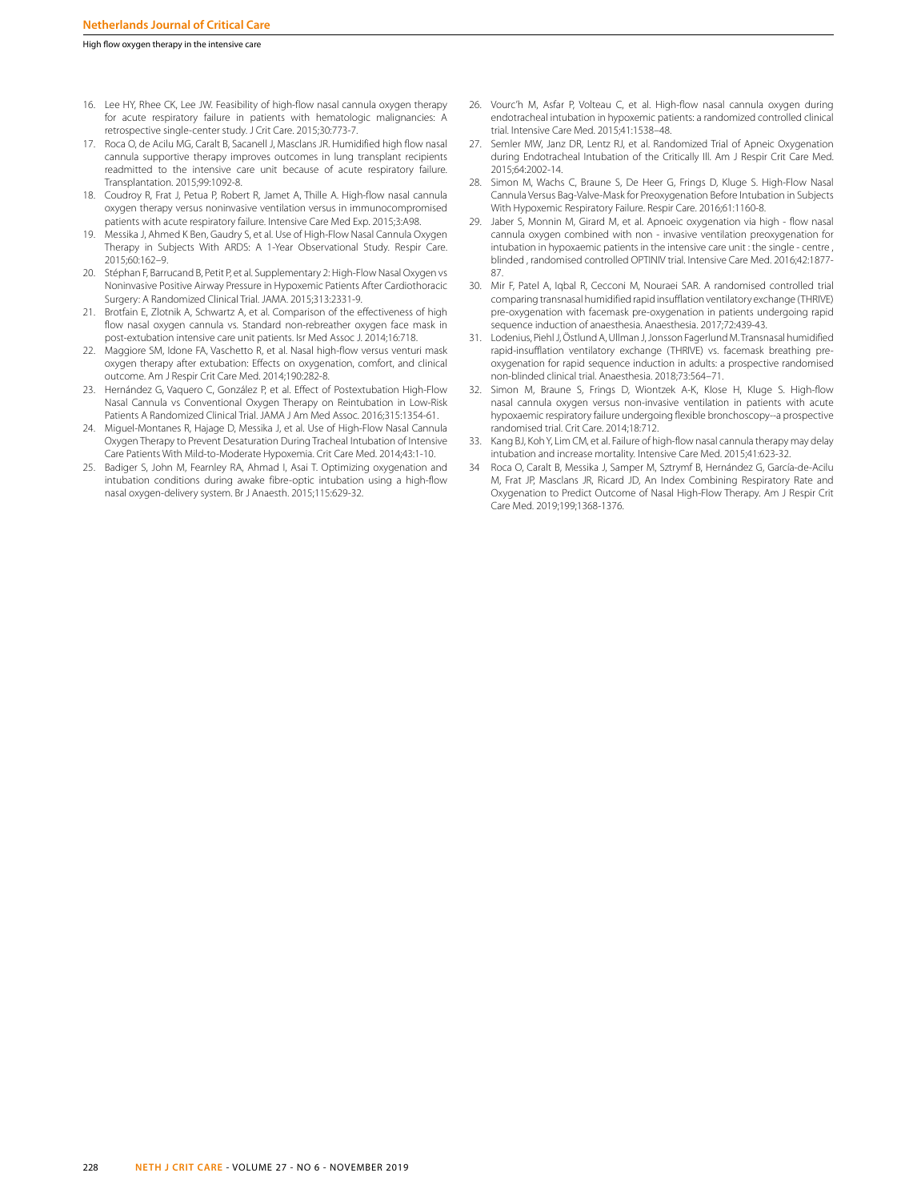16. Lee HY, Rhee CK, Lee JW. Feasibility of high-flow nasal cannula oxygen therapy for acute respiratory failure in patients with hematologic malignancies: A retrospective single-center study. J Crit Care. 2015;30:773-7.
17. Roca O, de Acilu MG, Caralt B, Sacanell J, Masclans JR. Humidified high flow nasal cannula supportive therapy improves outcomes in lung transplant recipients readmitted to the intensive care unit because of acute respiratory failure. Transplantation. 2015;99:1092-8.
18. Coudroy R, Frat J, Petua P, Robert R, Jamet A, Thille A. High-flow nasal cannula oxygen therapy versus noninvasive ventilation versus in immunocompromised patients with acute respiratory failure. Intensive Care Med Exp. 2015;3:A98.
19. Messika J, Ahmed K Ben, Gaudry S, et al. Use of High-Flow Nasal Cannula Oxygen Therapy in Subjects With ARDS: A 1-Year Observational Study. Respir Care. 2015;60:162–9.
20. Stéphan F, Barrucand B, Petit P, et al. Supplementary 2: High-Flow Nasal Oxygen vs Noninvasive Positive Airway Pressure in Hypoxemic Patients After Cardiothoracic Surgery: A Randomized Clinical Trial. JAMA. 2015;313:2331-9.
21. Brotfain E, Zlotnik A, Schwartz A, et al. Comparison of the effectiveness of high flow nasal oxygen cannula vs. Standard non-rebreather oxygen face mask in post-extubation intensive care unit patients. Isr Med Assoc J. 2014;16:718.
22. Maggiore SM, Idone FA, Vaschetto R, et al. Nasal high-flow versus venturi mask oxygen therapy after extubation: Effects on oxygenation, comfort, and clinical outcome. Am J Respir Crit Care Med. 2014;190:282-8.
23. Hernández G, Vaquero C, González P, et al. Effect of Postextubation High-Flow Nasal Cannula vs Conventional Oxygen Therapy on Reintubation in Low-Risk Patients A Randomized Clinical Trial. JAMA J Am Med Assoc. 2016;315:1354-61.
24. Miguel-Montanes R, Hajage D, Messika J, et al. Use of High-Flow Nasal Cannula Oxygen Therapy to Prevent Desaturation During Tracheal Intubation of Intensive Care Patients With Mild-to-Moderate Hypoxemia. Crit Care Med. 2014;43:1-10.
25. Badiger S, John M, Fearnley RA, Ahmad I, Asai T. Optimizing oxygenation and intubation conditions during awake fibre-optic intubation using a high-flow nasal oxygen-delivery system. Br J Anaesth. 2015;115:629-32.
26. Vourc'h M, Asfar P, Volteau C, et al. High-flow nasal cannula oxygen during endotracheal intubation in hypoxemic patients: a randomized controlled clinical trial. Intensive Care Med. 2015;41:1538–48.
27. Semler MW, Janz DR, Lentz RJ, et al. Randomized Trial of Apneic Oxygenation during Endotracheal Intubation of the Critically Ill. Am J Respir Crit Care Med. 2015;64:2002-14.
28. Simon M, Wachs C, Braune S, De Heer G, Frings D, Kluge S. High-Flow Nasal Cannula Versus Bag-Valve-Mask for Preoxygenation Before Intubation in Subjects With Hypoxemic Respiratory Failure. Respir Care. 2016;61:1160-8.
29. Jaber S, Monnin M, Girard M, et al. Apnoeic oxygenation via high - flow nasal cannula oxygen combined with non - invasive ventilation preoxygenation for intubation in hypoxaemic patients in the intensive care unit : the single - centre , blinded , randomised controlled OPTINIV trial. Intensive Care Med. 2016;42:1877-87.
30. Mir F, Patel A, Iqbal R, Cecconi M, Nouraei SAR. A randomised controlled trial comparing transnasal humidified rapid insufflation ventilatory exchange (THRIVE) pre-oxygenation with facemask pre-oxygenation in patients undergoing rapid sequence induction of anaesthesia. Anaesthesia. 2017;72:439-43.
31. Lodenius, Piehl J, Östlund A, Ullman J, Jonsson Fagerlund M. Transnasal humidified rapid-insufflation ventilatory exchange (THRIVE) vs. facemask breathing pre-oxygenation for rapid sequence induction in adults: a prospective randomised non-blinded clinical trial. Anaesthesia. 2018;73:564–71.
32. Simon M, Braune S, Frings D, Wiontzek A-K, Klose H, Kluge S. High-flow nasal cannula oxygen versus non-invasive ventilation in patients with acute hypoxaemic respiratory failure undergoing flexible bronchoscopy--a prospective randomised trial. Crit Care. 2014;18:712.
33. Kang BJ, Koh Y, Lim CM, et al. Failure of high-flow nasal cannula therapy may delay intubation and increase mortality. Intensive Care Med. 2015;41:623-32.
34. Roca O, Caralt B, Messika J, Samper M, Sztrymf B, Hernández G, García-de-Acilu M, Frat JP, Masclans JR, Ricard JD, An Index Combining Respiratory Rate and Oxygenation to Predict Outcome of Nasal High-Flow Therapy. Am J Respir Crit Care Med. 2019;199;1368-1376.